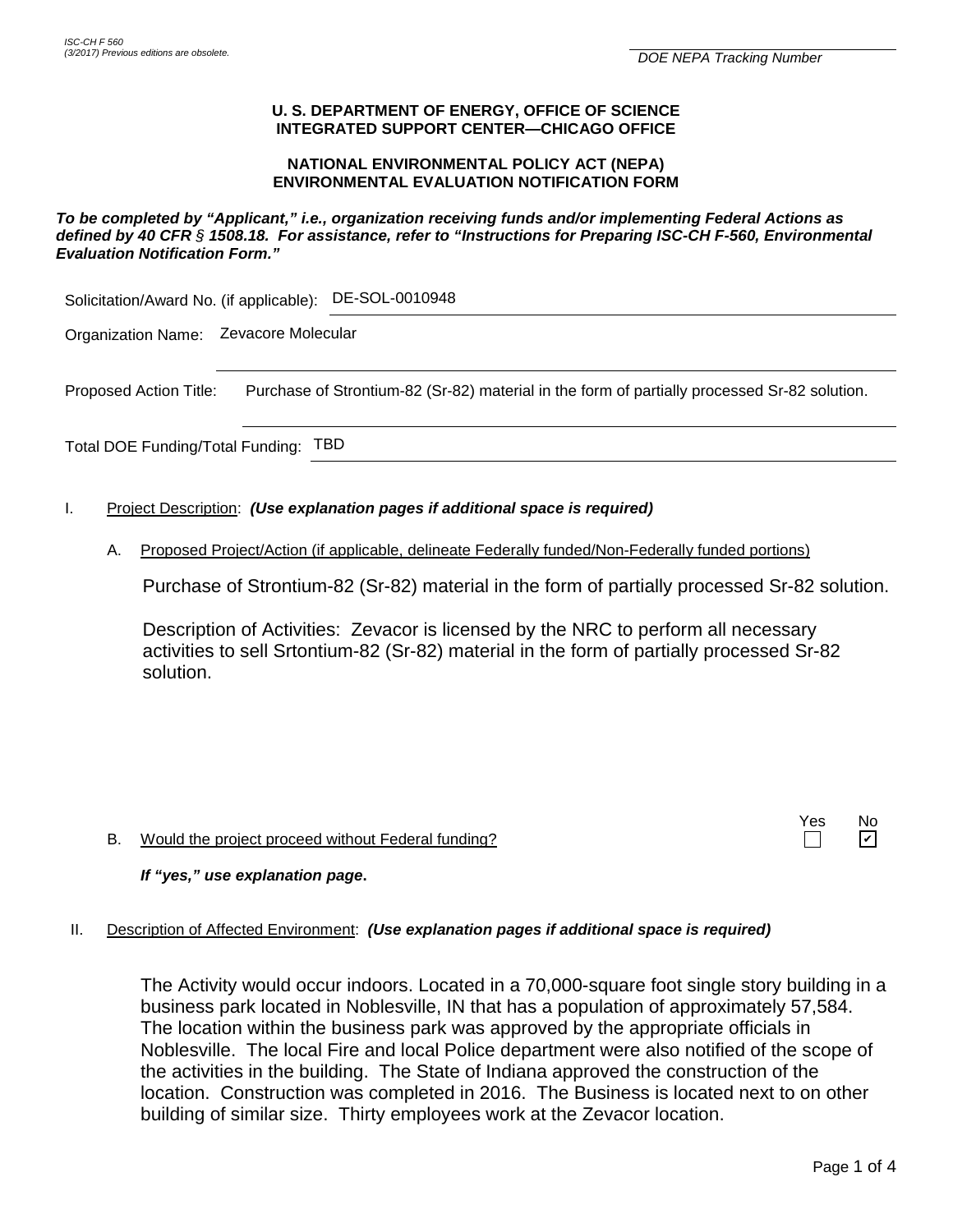ISC-CH F 560
(3/2017) Previous editions are obsolete.

DOE NEPA Tracking Number

**U. S. DEPARTMENT OF ENERGY, OFFICE OF SCIENCE**
**INTEGRATED SUPPORT CENTER—CHICAGO OFFICE**

**NATIONAL ENVIRONMENTAL POLICY ACT (NEPA)**
**ENVIRONMENTAL EVALUATION NOTIFICATION FORM**

***To be completed by "Applicant," i.e., organization receiving funds and/or implementing Federal Actions as defined by 40 CFR § 1508.18. For assistance, refer to "Instructions for Preparing ISC-CH F-560, Environmental Evaluation Notification Form."***

Solicitation/Award No. (if applicable): DE-SOL-0010948

Organization Name: Zevacore Molecular

Proposed Action Title: Purchase of Strontium-82 (Sr-82) material in the form of partially processed Sr-82 solution.

Total DOE Funding/Total Funding: TBD

I. Project Description: ***(Use explanation pages if additional space is required)***

A. Proposed Project/Action (if applicable, delineate Federally funded/Non-Federally funded portions)

Purchase of Strontium-82 (Sr-82) material in the form of partially processed Sr-82 solution.

Description of Activities: Zevacor is licensed by the NRC to perform all necessary activities to sell Srtontium-82 (Sr-82) material in the form of partially processed Sr-82 solution.

B. Would the project proceed without Federal funding? Yes ☐ No ☑

***If "yes," use explanation page.***

II. Description of Affected Environment: ***(Use explanation pages if additional space is required)***

The Activity would occur indoors. Located in a 70,000-square foot single story building in a business park located in Noblesville, IN that has a population of approximately 57,584. The location within the business park was approved by the appropriate officials in Noblesville. The local Fire and local Police department were also notified of the scope of the activities in the building. The State of Indiana approved the construction of the location. Construction was completed in 2016. The Business is located next to on other building of similar size. Thirty employees work at the Zevacor location.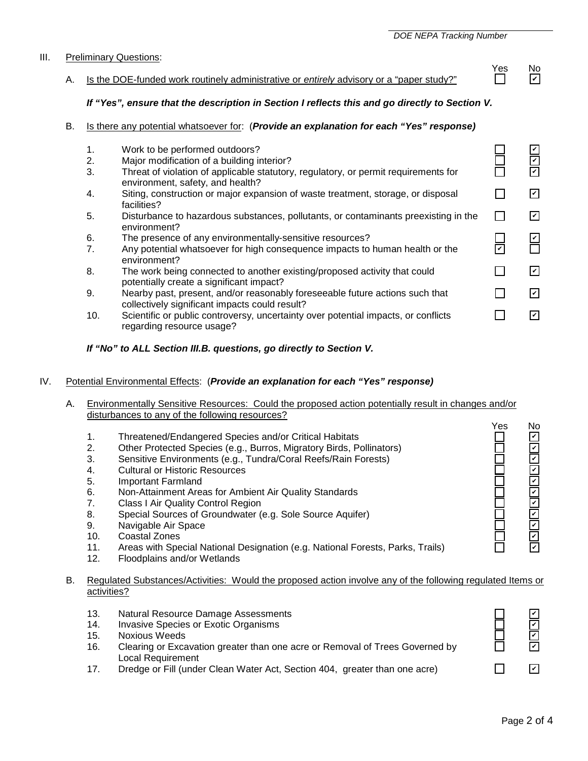## III. Preliminary Questions:

| | | Yes | No |
|---|---|---|---|
| A. | Is the DOE-funded work routinely administrative or *entirely* advisory or a "paper study?" | ☐ | ☑ |

***If "Yes", ensure that the description in Section I reflects this and go directly to Section V.***

B. Is there any potential whatsoever for: (***Provide an explanation for each "Yes" response)***

| | | Yes | No |
|---|---|---|---|
| 1. | Work to be performed outdoors? | ☐ | ☑ |
| 2. | Major modification of a building interior? | ☐ | ☑ |
| 3. | Threat of violation of applicable statutory, regulatory, or permit requirements for environment, safety, and health? | ☐ | ☑ |
| 4. | Siting, construction or major expansion of waste treatment, storage, or disposal facilities? | ☐ | ☑ |
| 5. | Disturbance to hazardous substances, pollutants, or contaminants preexisting in the environment? | ☐ | ☑ |
| 6. | The presence of any environmentally-sensitive resources? | ☐ | ☑ |
| 7. | Any potential whatsoever for high consequence impacts to human health or the environment? | ☑ | ☐ |
| 8. | The work being connected to another existing/proposed activity that could potentially create a significant impact? | ☐ | ☑ |
| 9. | Nearby past, present, and/or reasonably foreseeable future actions such that collectively significant impacts could result? | ☐ | ☑ |
| 10. | Scientific or public controversy, uncertainty over potential impacts, or conflicts regarding resource usage? | ☐ | ☑ |

***If "No" to ALL Section III.B. questions, go directly to Section V.***

## IV. Potential Environmental Effects: (***Provide an explanation for each "Yes" response)***

A. Environmentally Sensitive Resources: Could the proposed action potentially result in changes and/or disturbances to any of the following resources?

| | | Yes | No |
|---|---|---|---|
| 1. | Threatened/Endangered Species and/or Critical Habitats | ☐ | ☑ |
| 2. | Other Protected Species (e.g., Burros, Migratory Birds, Pollinators) | ☐ | ☑ |
| 3. | Sensitive Environments (e.g., Tundra/Coral Reefs/Rain Forests) | ☐ | ☑ |
| 4. | Cultural or Historic Resources | ☐ | ☑ |
| 5. | Important Farmland | ☐ | ☑ |
| 6. | Non-Attainment Areas for Ambient Air Quality Standards | ☐ | ☑ |
| 7. | Class I Air Quality Control Region | ☐ | ☑ |
| 8. | Special Sources of Groundwater (e.g. Sole Source Aquifer) | ☐ | ☑ |
| 9. | Navigable Air Space | ☐ | ☑ |
| 10. | Coastal Zones | ☐ | ☑ |
| 11. | Areas with Special National Designation (e.g. National Forests, Parks, Trails) | ☐ | ☑ |
| 12. | Floodplains and/or Wetlands | | |

B. Regulated Substances/Activities: Would the proposed action involve any of the following regulated Items or activities?

| | | Yes | No |
|---|---|---|---|
| 13. | Natural Resource Damage Assessments | ☐ | ☑ |
| 14. | Invasive Species or Exotic Organisms | ☐ | ☑ |
| 15. | Noxious Weeds | ☐ | ☑ |
| 16. | Clearing or Excavation greater than one acre or Removal of Trees Governed by Local Requirement | ☐ | ☑ |
| 17. | Dredge or Fill (under Clean Water Act, Section 404, greater than one acre) | ☐ | ☑ |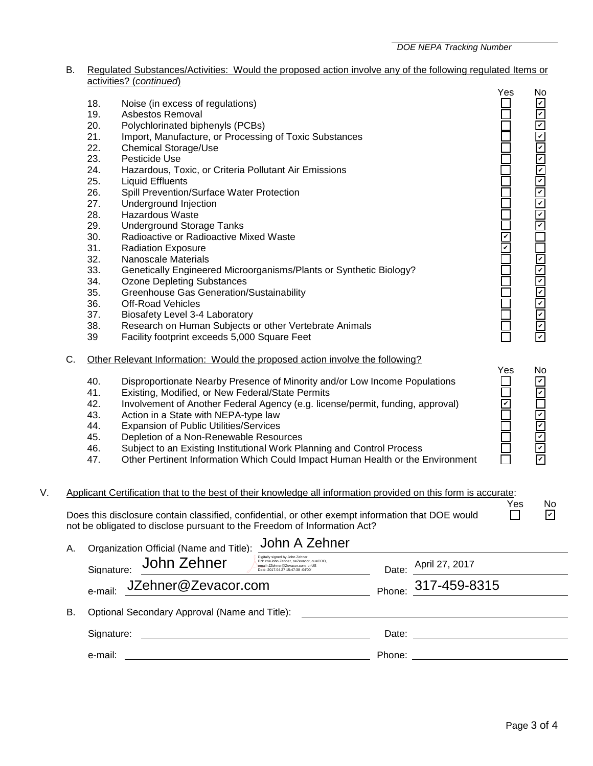DOE NEPA Tracking Number

B. Regulated Substances/Activities: Would the proposed action involve any of the following regulated Items or activities? (*continued*)

| # | Item | Yes | No |
|---|---|---|---|
| 18. | Noise (in excess of regulations) | ☐ | ☑ |
| 19. | Asbestos Removal | ☐ | ☑ |
| 20. | Polychlorinated biphenyls (PCBs) | ☐ | ☑ |
| 21. | Import, Manufacture, or Processing of Toxic Substances | ☐ | ☑ |
| 22. | Chemical Storage/Use | ☐ | ☑ |
| 23. | Pesticide Use | ☐ | ☑ |
| 24. | Hazardous, Toxic, or Criteria Pollutant Air Emissions | ☐ | ☑ |
| 25. | Liquid Effluents | ☐ | ☑ |
| 26. | Spill Prevention/Surface Water Protection | ☐ | ☑ |
| 27. | Underground Injection | ☐ | ☑ |
| 28. | Hazardous Waste | ☐ | ☑ |
| 29. | Underground Storage Tanks | ☐ | ☑ |
| 30. | Radioactive or Radioactive Mixed Waste | ☑ | ☐ |
| 31. | Radiation Exposure | ☑ | ☐ |
| 32. | Nanoscale Materials | ☐ | ☑ |
| 33. | Genetically Engineered Microorganisms/Plants or Synthetic Biology? | ☐ | ☑ |
| 34. | Ozone Depleting Substances | ☐ | ☑ |
| 35. | Greenhouse Gas Generation/Sustainability | ☐ | ☑ |
| 36. | Off-Road Vehicles | ☐ | ☑ |
| 37. | Biosafety Level 3-4 Laboratory | ☐ | ☑ |
| 38. | Research on Human Subjects or other Vertebrate Animals | ☐ | ☑ |
| 39 | Facility footprint exceeds 5,000 Square Feet | ☐ | ☑ |

C. Other Relevant Information: Would the proposed action involve the following?

| # | Item | Yes | No |
|---|---|---|---|
| 40. | Disproportionate Nearby Presence of Minority and/or Low Income Populations | ☐ | ☑ |
| 41. | Existing, Modified, or New Federal/State Permits | ☐ | ☑ |
| 42. | Involvement of Another Federal Agency (e.g. license/permit, funding, approval) | ☑ | ☐ |
| 43. | Action in a State with NEPA-type law | ☐ | ☑ |
| 44. | Expansion of Public Utilities/Services | ☐ | ☑ |
| 45. | Depletion of a Non-Renewable Resources | ☐ | ☑ |
| 46. | Subject to an Existing Institutional Work Planning and Control Process | ☐ | ☑ |
| 47. | Other Pertinent Information Which Could Impact Human Health or the Environment | ☐ | ☑ |

V. Applicant Certification that to the best of their knowledge all information provided on this form is accurate:

| | Yes | No |
|---|---|---|
| Does this disclosure contain classified, confidential, or other exempt information that DOE would not be obligated to disclose pursuant to the Freedom of Information Act? | ☐ | ☑ |

A. Organization Official (Name and Title): John A Zehner

Signature: John Zehner (Digitally signed by John Zehner DN: cn=John Zehner, o=Zevacor, ou=COO, email=JZehner@Zevacor.com, c=US Date: 2017.04.27 15:47:38 -04'00')  Date: April 27, 2017

e-mail: JZehner@Zevacor.com  Phone: 317-459-8315

B. Optional Secondary Approval (Name and Title): ______________________

Signature: ______________________  Date: ______________________

e-mail: ______________________  Phone: ______________________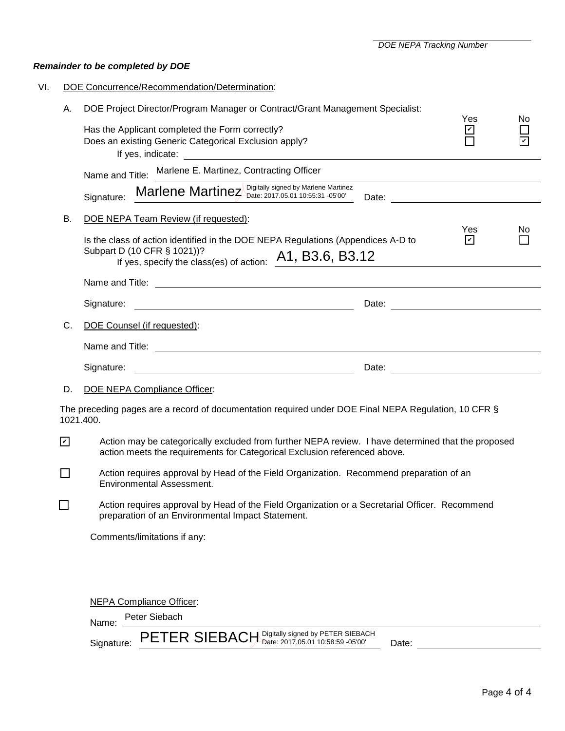DOE NEPA Tracking Number

***Remainder to be completed by DOE***

VI. DOE Concurrence/Recommendation/Determination:

A. DOE Project Director/Program Manager or Contract/Grant Management Specialist:

| | Yes | No |
|---|---|---|
| Has the Applicant completed the Form correctly? | ☑ | ☐ |
| Does an existing Generic Categorical Exclusion apply? | ☐ | ☑ |

If yes, indicate:

Name and Title: Marlene E. Martinez, Contracting Officer

Signature: Marlene Martinez Digitally signed by Marlene Martinez Date: 2017.05.01 10:55:31 -05'00' Date:

B. DOE NEPA Team Review (if requested):

| | Yes | No |
|---|---|---|
| Is the class of action identified in the DOE NEPA Regulations (Appendices A-D to Subpart D (10 CFR § 1021))? | ☑ | ☐ |

If yes, specify the class(es) of action: A1, B3.6, B3.12

Name and Title:

Signature: Date:

C. DOE Counsel (if requested):

Name and Title:

Signature: Date:

D. DOE NEPA Compliance Officer:

The preceding pages are a record of documentation required under DOE Final NEPA Regulation, 10 CFR § 1021.400.

☑ Action may be categorically excluded from further NEPA review. I have determined that the proposed action meets the requirements for Categorical Exclusion referenced above.

☐ Action requires approval by Head of the Field Organization. Recommend preparation of an Environmental Assessment.

☐ Action requires approval by Head of the Field Organization or a Secretarial Officer. Recommend preparation of an Environmental Impact Statement.

Comments/limitations if any:

NEPA Compliance Officer:

Name: Peter Siebach

Signature: PETER SIEBACH Digitally signed by PETER SIEBACH Date: 2017.05.01 10:58:59 -05'00' Date: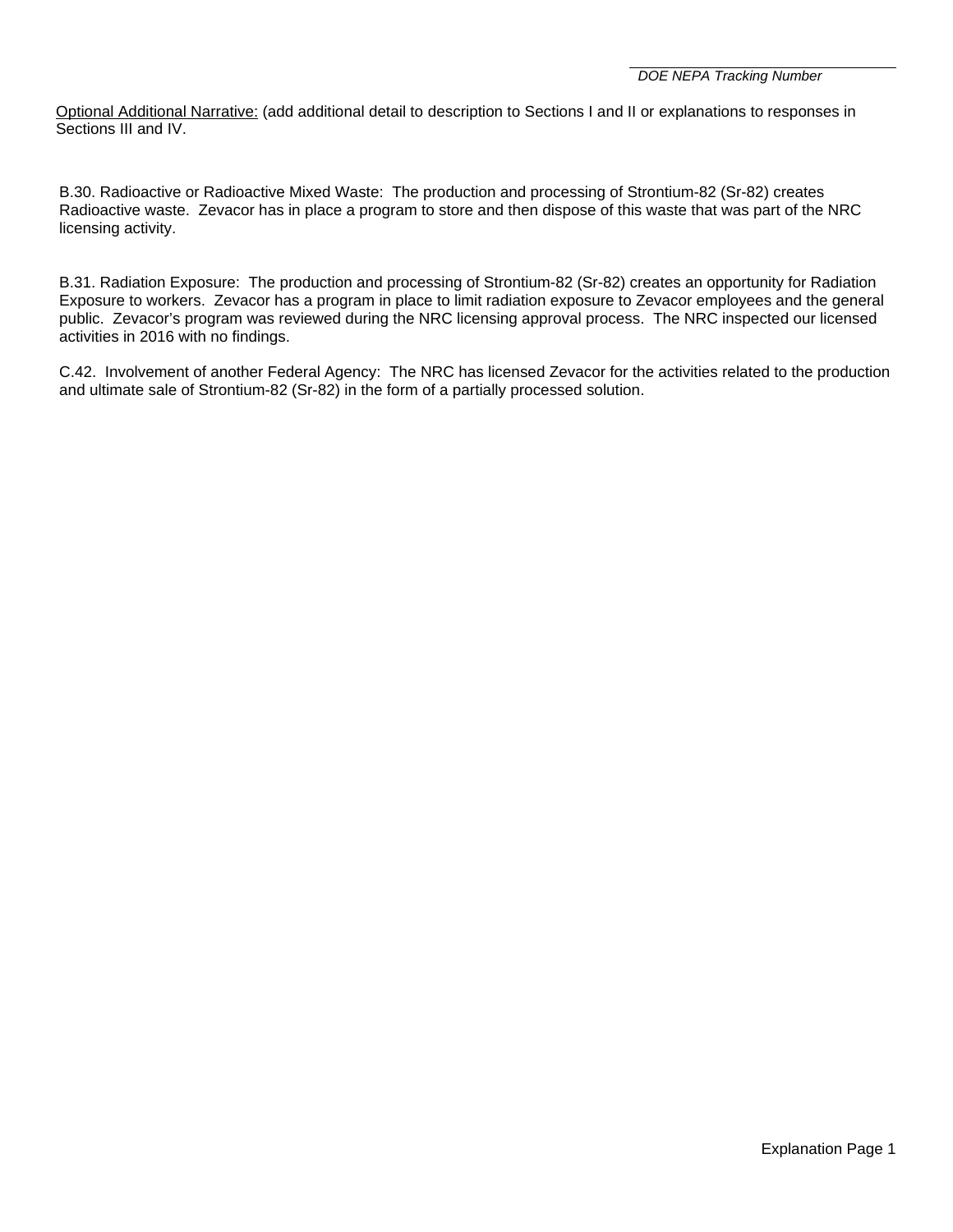*DOE NEPA Tracking Number*

Optional Additional Narrative: (add additional detail to description to Sections I and II or explanations to responses in Sections III and IV.

B.30. Radioactive or Radioactive Mixed Waste: The production and processing of Strontium-82 (Sr-82) creates Radioactive waste. Zevacor has in place a program to store and then dispose of this waste that was part of the NRC licensing activity.

B.31. Radiation Exposure: The production and processing of Strontium-82 (Sr-82) creates an opportunity for Radiation Exposure to workers. Zevacor has a program in place to limit radiation exposure to Zevacor employees and the general public. Zevacor's program was reviewed during the NRC licensing approval process. The NRC inspected our licensed activities in 2016 with no findings.

C.42. Involvement of another Federal Agency: The NRC has licensed Zevacor for the activities related to the production and ultimate sale of Strontium-82 (Sr-82) in the form of a partially processed solution.

Explanation Page 1